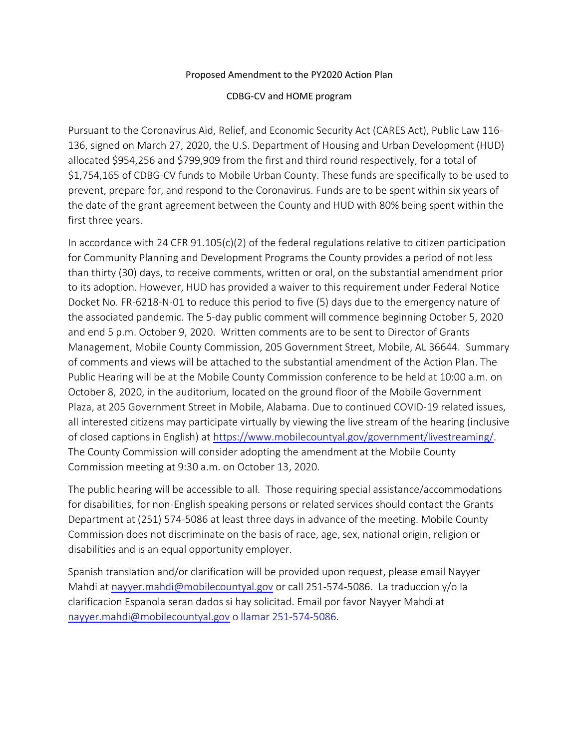Proposed Amendment to the PY2020 Action Plan

CDBG-CV and HOME program

Pursuant to the Coronavirus Aid, Relief, and Economic Security Act (CARES Act), Public Law 116-136, signed on March 27, 2020, the U.S. Department of Housing and Urban Development (HUD) allocated $954,256 and $799,909 from the first and third round respectively, for a total of $1,754,165 of CDBG-CV funds to Mobile Urban County. These funds are specifically to be used to prevent, prepare for, and respond to the Coronavirus. Funds are to be spent within six years of the date of the grant agreement between the County and HUD with 80% being spent within the first three years.

In accordance with 24 CFR 91.105(c)(2) of the federal regulations relative to citizen participation for Community Planning and Development Programs the County provides a period of not less than thirty (30) days, to receive comments, written or oral, on the substantial amendment prior to its adoption. However, HUD has provided a waiver to this requirement under Federal Notice Docket No. FR-6218-N-01 to reduce this period to five (5) days due to the emergency nature of the associated pandemic. The 5-day public comment will commence beginning October 5, 2020 and end 5 p.m. October 9, 2020. Written comments are to be sent to Director of Grants Management, Mobile County Commission, 205 Government Street, Mobile, AL 36644. Summary of comments and views will be attached to the substantial amendment of the Action Plan. The Public Hearing will be at the Mobile County Commission conference to be held at 10:00 a.m. on October 8, 2020, in the auditorium, located on the ground floor of the Mobile Government Plaza, at 205 Government Street in Mobile, Alabama. Due to continued COVID-19 related issues, all interested citizens may participate virtually by viewing the live stream of the hearing (inclusive of closed captions in English) at https://www.mobilecountyal.gov/government/livestreaming/. The County Commission will consider adopting the amendment at the Mobile County Commission meeting at 9:30 a.m. on October 13, 2020.

The public hearing will be accessible to all. Those requiring special assistance/accommodations for disabilities, for non-English speaking persons or related services should contact the Grants Department at (251) 574-5086 at least three days in advance of the meeting. Mobile County Commission does not discriminate on the basis of race, age, sex, national origin, religion or disabilities and is an equal opportunity employer.

Spanish translation and/or clarification will be provided upon request, please email Nayyer Mahdi at nayyer.mahdi@mobilecountyal.gov or call 251-574-5086. La traduccion y/o la clarificacion Espanola seran dados si hay solicitad. Email por favor Nayyer Mahdi at nayyer.mahdi@mobilecountyal.gov o llamar 251-574-5086.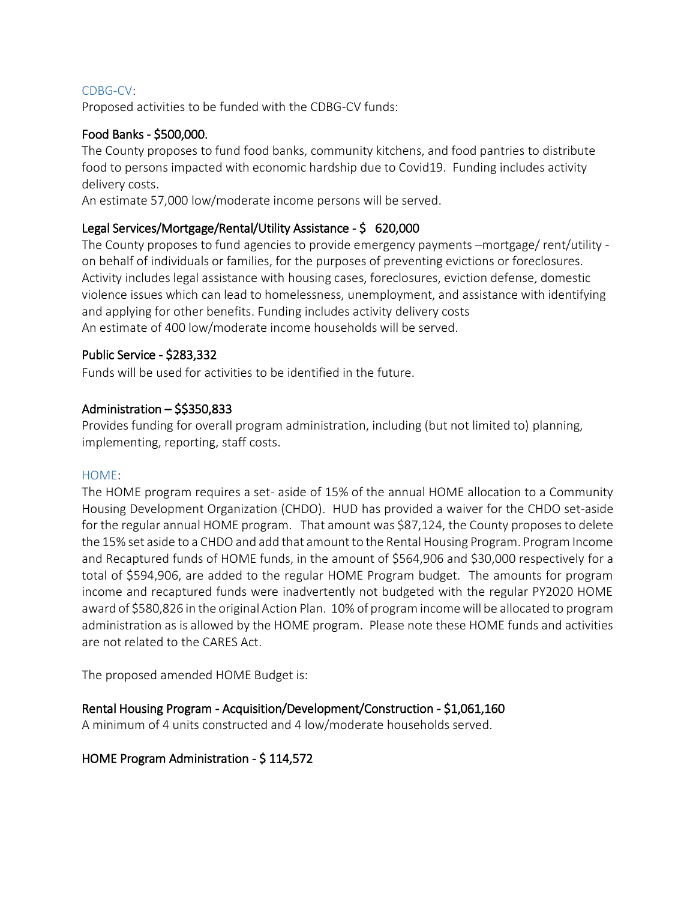CDBG-CV:

Proposed activities to be funded with the CDBG-CV funds:

**Food Banks - $500,000.**

The County proposes to fund food banks, community kitchens, and food pantries to distribute food to persons impacted with economic hardship due to Covid19. Funding includes activity delivery costs.

An estimate 57,000 low/moderate income persons will be served.

**Legal Services/Mortgage/Rental/Utility Assistance - $ 620,000**

The County proposes to fund agencies to provide emergency payments –mortgage/ rent/utility - on behalf of individuals or families, for the purposes of preventing evictions or foreclosures. Activity includes legal assistance with housing cases, foreclosures, eviction defense, domestic violence issues which can lead to homelessness, unemployment, and assistance with identifying and applying for other benefits. Funding includes activity delivery costs

An estimate of 400 low/moderate income households will be served.

**Public Service - $283,332**

Funds will be used for activities to be identified in the future.

**Administration – $$350,833**

Provides funding for overall program administration, including (but not limited to) planning, implementing, reporting, staff costs.

HOME:

The HOME program requires a set- aside of 15% of the annual HOME allocation to a Community Housing Development Organization (CHDO). HUD has provided a waiver for the CHDO set-aside for the regular annual HOME program. That amount was $87,124, the County proposes to delete the 15% set aside to a CHDO and add that amount to the Rental Housing Program. Program Income and Recaptured funds of HOME funds, in the amount of $564,906 and $30,000 respectively for a total of $594,906, are added to the regular HOME Program budget. The amounts for program income and recaptured funds were inadvertently not budgeted with the regular PY2020 HOME award of $580,826 in the original Action Plan. 10% of program income will be allocated to program administration as is allowed by the HOME program. Please note these HOME funds and activities are not related to the CARES Act.

The proposed amended HOME Budget is:

**Rental Housing Program - Acquisition/Development/Construction - $1,061,160**

A minimum of 4 units constructed and 4 low/moderate households served.

**HOME Program Administration - $ 114,572**